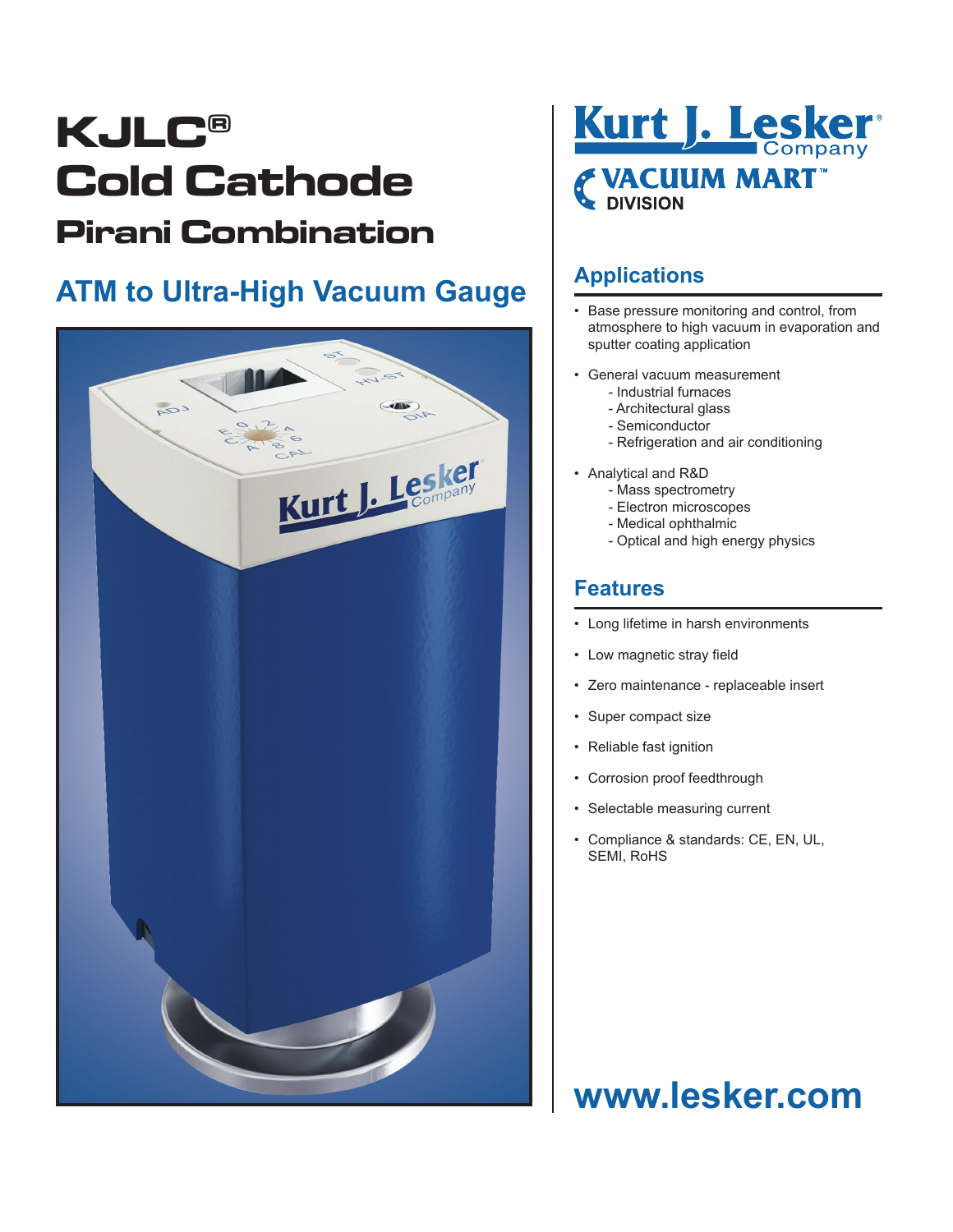# KJLC®
# Cold Cathode
## Pirani Combination

## ATM to Ultra-High Vacuum Gauge

Kurt J. Lesker Company
VACUUM MART™ DIVISION

## Applications

- Base pressure monitoring and control, from atmosphere to high vacuum in evaporation and sputter coating application
- General vacuum measurement
  - Industrial furnaces
  - Architectural glass
  - Semiconductor
  - Refrigeration and air conditioning
- Analytical and R&D
  - Mass spectrometry
  - Electron microscopes
  - Medical ophthalmic
  - Optical and high energy physics

## Features

- Long lifetime in harsh environments
- Low magnetic stray field
- Zero maintenance - replaceable insert
- Super compact size
- Reliable fast ignition
- Corrosion proof feedthrough
- Selectable measuring current
- Compliance & standards: CE, EN, UL, SEMI, RoHS

**www.lesker.com**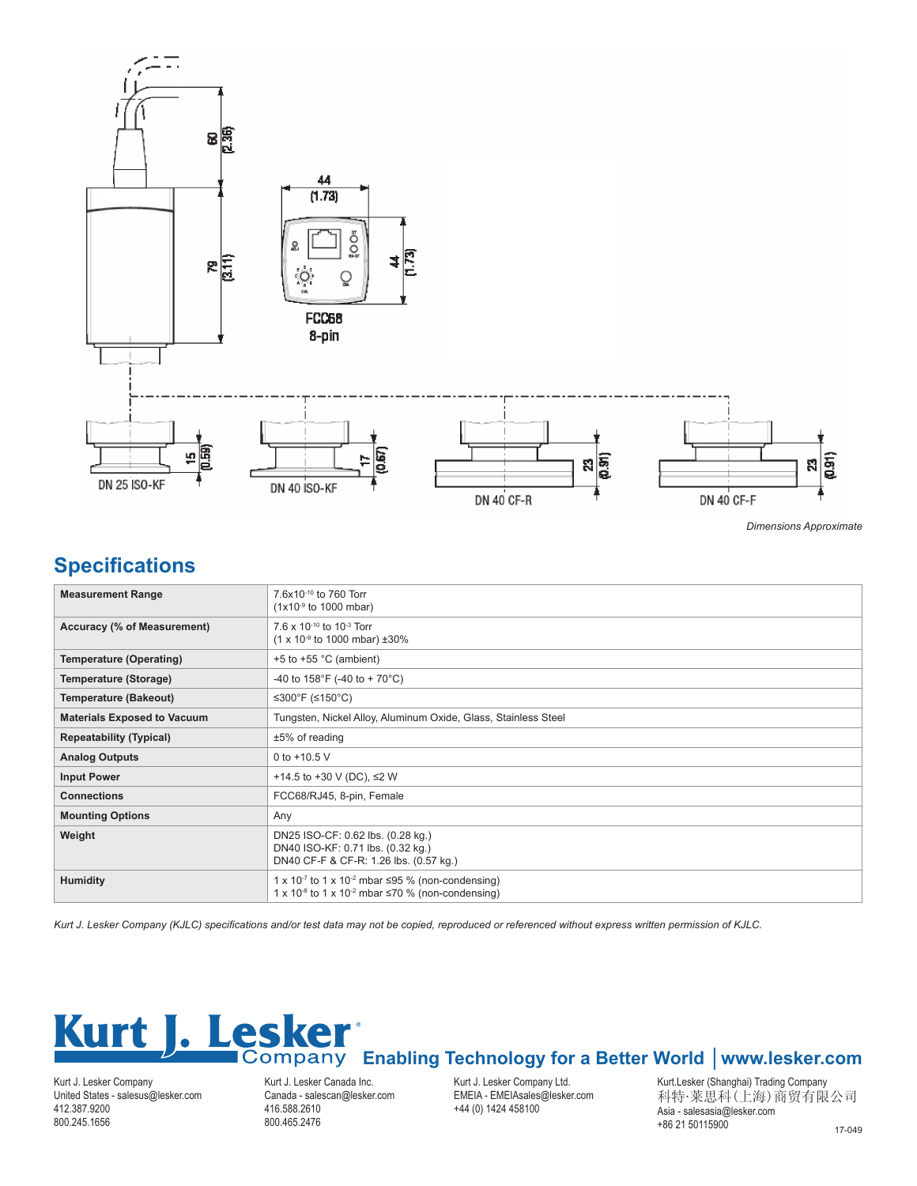60
(2.36)

79
(3.11)

44
(1.73)

44
(1.73)

FCC68
8-pin

15
(0.59)
DN 25 ISO-KF

17
(0.67)
DN 40 ISO-KF

23
(0.91)
DN 40 CF-R

23
(0.91)
DN 40 CF-F

*Dimensions Approximate*

## Specifications

| | |
|---|---|
| **Measurement Range** | $7.6x10^{-10}$ to 760 Torr<br>($1x10^{-9}$ to 1000 mbar) |
| **Accuracy (% of Measurement)** | $7.6 \times 10^{-10}$ to $10^{-3}$ Torr<br>($1 \times 10^{-9}$ to 1000 mbar) ±30% |
| **Temperature (Operating)** | +5 to +55 °C (ambient) |
| **Temperature (Storage)** | -40 to 158°F (-40 to + 70°C) |
| **Temperature (Bakeout)** | ≤300°F (≤150°C) |
| **Materials Exposed to Vacuum** | Tungsten, Nickel Alloy, Aluminum Oxide, Glass, Stainless Steel |
| **Repeatability (Typical)** | ±5% of reading |
| **Analog Outputs** | 0 to +10.5 V |
| **Input Power** | +14.5 to +30 V (DC), ≤2 W |
| **Connections** | FCC68/RJ45, 8-pin, Female |
| **Mounting Options** | Any |
| **Weight** | DN25 ISO-CF: 0.62 lbs. (0.28 kg.)<br>DN40 ISO-KF: 0.71 lbs. (0.32 kg.)<br>DN40 CF-F & CF-R: 1.26 lbs. (0.57 kg.) |
| **Humidity** | $1 \times 10^{-7}$ to $1 \times 10^{-2}$ mbar ≤95 % (non-condensing)<br>$1 \times 10^{-8}$ to $1 \times 10^{-2}$ mbar ≤70 % (non-condensing) |

*Kurt J. Lesker Company (KJLC) specifications and/or test data may not be copied, reproduced or referenced without express written permission of KJLC.*

**Kurt J. Lesker Company** **Enabling Technology for a Better World | www.lesker.com**

Kurt J. Lesker Company
United States - salesus@lesker.com
412.387.9200
800.245.1656

Kurt J. Lesker Canada Inc.
Canada - salescan@lesker.com
416.588.2610
800.465.2476

Kurt J. Lesker Company Ltd.
EMEIA - EMEIAsales@lesker.com
+44 (0) 1424 458100

Kurt.Lesker (Shanghai) Trading Company
科特·莱思科(上海)商贸有限公司
Asia - salesasia@lesker.com
+86 21 50115900

17-049